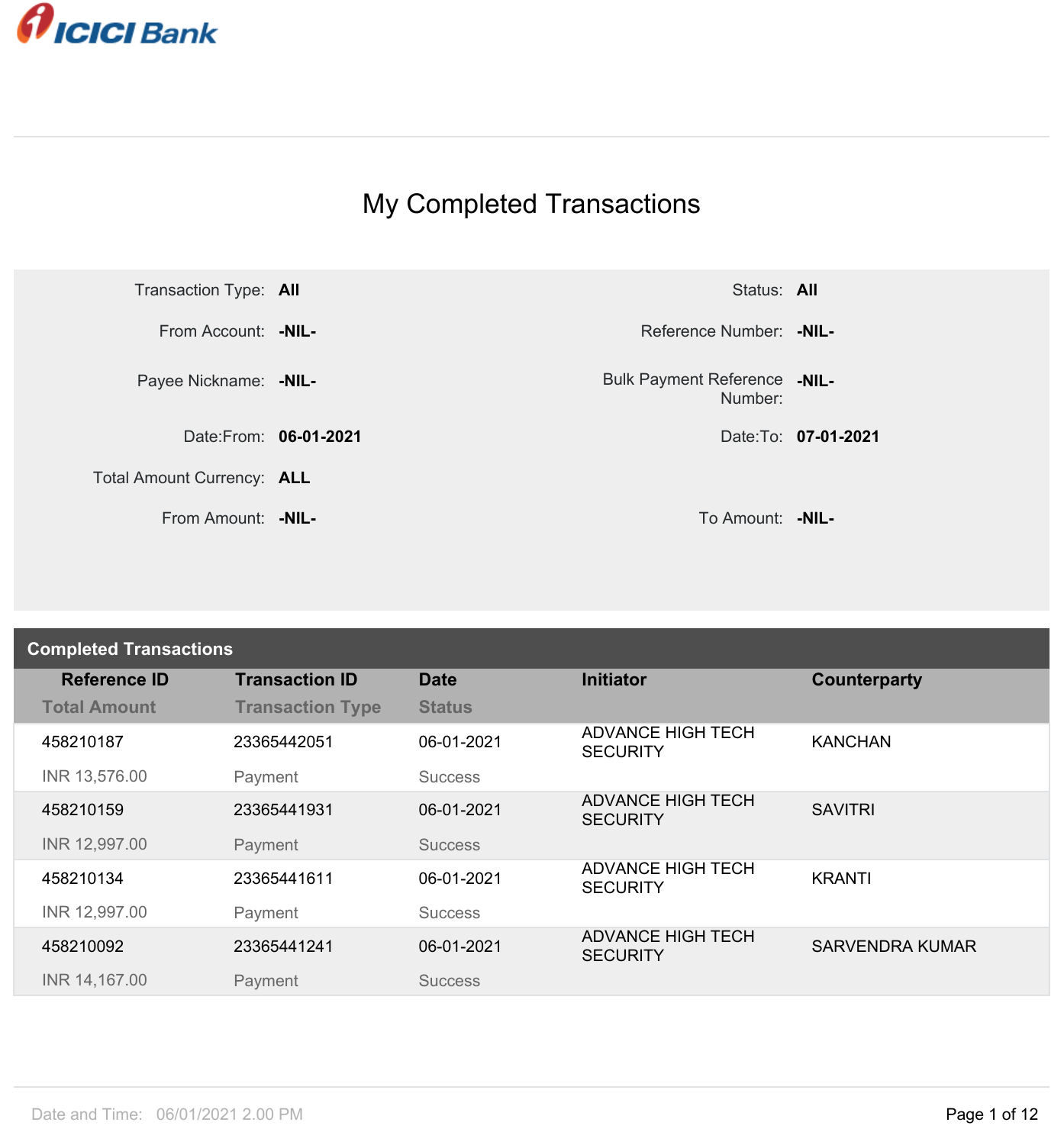ICICI Bank

# My Completed Transactions

| | | | |
|---|---|---|---|
| Transaction Type: | **All** | Status: | **All** |
| From Account: | **-NIL-** | Reference Number: | **-NIL-** |
| Payee Nickname: | **-NIL-** | Bulk Payment Reference Number: | **-NIL-** |
| Date:From: | **06-01-2021** | Date:To: | **07-01-2021** |
| Total Amount Currency: | **ALL** | | |
| From Amount: | **-NIL-** | To Amount: | **-NIL-** |

## Completed Transactions

| Reference ID<br>Total Amount | Transaction ID<br>Transaction Type | Date<br>Status | Initiator | Counterparty |
|---|---|---|---|---|
| 458210187<br>INR 13,576.00 | 23365442051<br>Payment | 06-01-2021<br>Success | ADVANCE HIGH TECH SECURITY | KANCHAN |
| 458210159<br>INR 12,997.00 | 23365441931<br>Payment | 06-01-2021<br>Success | ADVANCE HIGH TECH SECURITY | SAVITRI |
| 458210134<br>INR 12,997.00 | 23365441611<br>Payment | 06-01-2021<br>Success | ADVANCE HIGH TECH SECURITY | KRANTI |
| 458210092<br>INR 14,167.00 | 23365441241<br>Payment | 06-01-2021<br>Success | ADVANCE HIGH TECH SECURITY | SARVENDRA KUMAR |

Date and Time: 06/01/2021 2.00 PM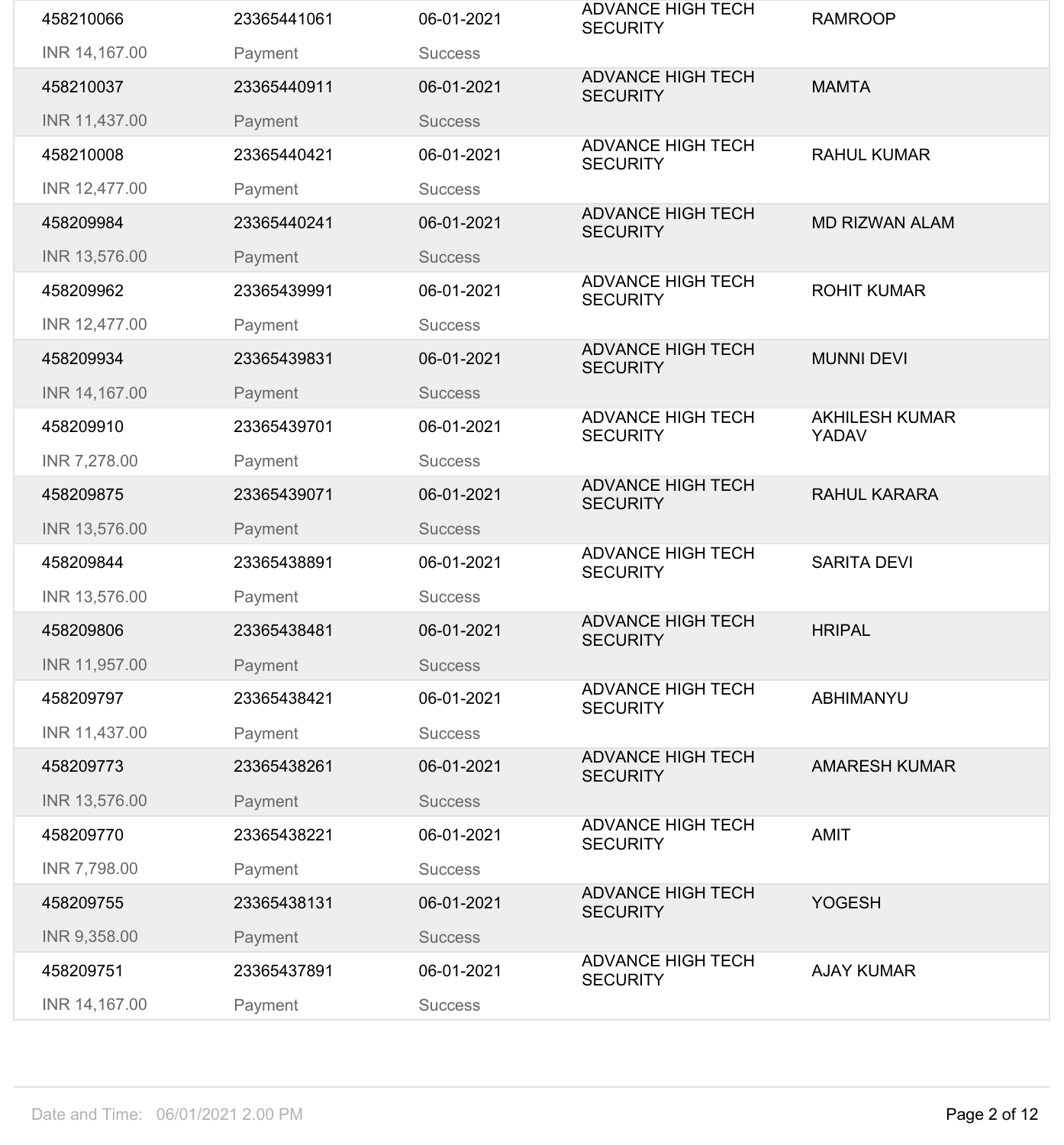| | | | | |
|---|---|---|---|---|
| 458210066 | 23365441061 | 06-01-2021 | ADVANCE HIGH TECH SECURITY | RAMROOP |
| INR 14,167.00 | Payment | Success | | |
| 458210037 | 23365440911 | 06-01-2021 | ADVANCE HIGH TECH SECURITY | MAMTA |
| INR 11,437.00 | Payment | Success | | |
| 458210008 | 23365440421 | 06-01-2021 | ADVANCE HIGH TECH SECURITY | RAHUL KUMAR |
| INR 12,477.00 | Payment | Success | | |
| 458209984 | 23365440241 | 06-01-2021 | ADVANCE HIGH TECH SECURITY | MD RIZWAN ALAM |
| INR 13,576.00 | Payment | Success | | |
| 458209962 | 23365439991 | 06-01-2021 | ADVANCE HIGH TECH SECURITY | ROHIT KUMAR |
| INR 12,477.00 | Payment | Success | | |
| 458209934 | 23365439831 | 06-01-2021 | ADVANCE HIGH TECH SECURITY | MUNNI DEVI |
| INR 14,167.00 | Payment | Success | | |
| 458209910 | 23365439701 | 06-01-2021 | ADVANCE HIGH TECH SECURITY | AKHILESH KUMAR YADAV |
| INR 7,278.00 | Payment | Success | | |
| 458209875 | 23365439071 | 06-01-2021 | ADVANCE HIGH TECH SECURITY | RAHUL KARARA |
| INR 13,576.00 | Payment | Success | | |
| 458209844 | 23365438891 | 06-01-2021 | ADVANCE HIGH TECH SECURITY | SARITA DEVI |
| INR 13,576.00 | Payment | Success | | |
| 458209806 | 23365438481 | 06-01-2021 | ADVANCE HIGH TECH SECURITY | HRIPAL |
| INR 11,957.00 | Payment | Success | | |
| 458209797 | 23365438421 | 06-01-2021 | ADVANCE HIGH TECH SECURITY | ABHIMANYU |
| INR 11,437.00 | Payment | Success | | |
| 458209773 | 23365438261 | 06-01-2021 | ADVANCE HIGH TECH SECURITY | AMARESH KUMAR |
| INR 13,576.00 | Payment | Success | | |
| 458209770 | 23365438221 | 06-01-2021 | ADVANCE HIGH TECH SECURITY | AMIT |
| INR 7,798.00 | Payment | Success | | |
| 458209755 | 23365438131 | 06-01-2021 | ADVANCE HIGH TECH SECURITY | YOGESH |
| INR 9,358.00 | Payment | Success | | |
| 458209751 | 23365437891 | 06-01-2021 | ADVANCE HIGH TECH SECURITY | AJAY KUMAR |
| INR 14,167.00 | Payment | Success | | |

Date and Time: 06/01/2021 2.00 PM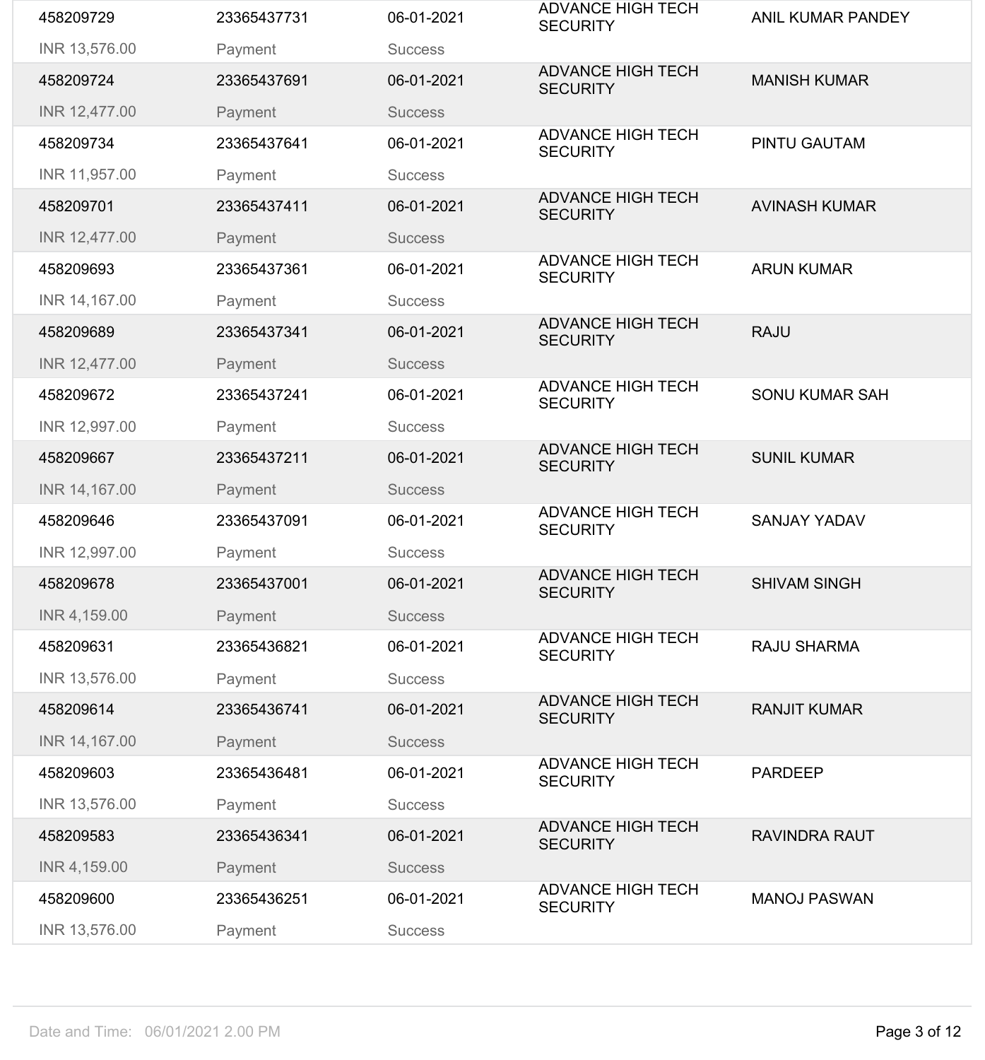| | | | | |
|---|---|---|---|---|
| 458209729<br>INR 13,576.00 | 23365437731<br>Payment | 06-01-2021<br>Success | ADVANCE HIGH TECH SECURITY | ANIL KUMAR PANDEY |
| 458209724<br>INR 12,477.00 | 23365437691<br>Payment | 06-01-2021<br>Success | ADVANCE HIGH TECH SECURITY | MANISH KUMAR |
| 458209734<br>INR 11,957.00 | 23365437641<br>Payment | 06-01-2021<br>Success | ADVANCE HIGH TECH SECURITY | PINTU GAUTAM |
| 458209701<br>INR 12,477.00 | 23365437411<br>Payment | 06-01-2021<br>Success | ADVANCE HIGH TECH SECURITY | AVINASH KUMAR |
| 458209693<br>INR 14,167.00 | 23365437361<br>Payment | 06-01-2021<br>Success | ADVANCE HIGH TECH SECURITY | ARUN KUMAR |
| 458209689<br>INR 12,477.00 | 23365437341<br>Payment | 06-01-2021<br>Success | ADVANCE HIGH TECH SECURITY | RAJU |
| 458209672<br>INR 12,997.00 | 23365437241<br>Payment | 06-01-2021<br>Success | ADVANCE HIGH TECH SECURITY | SONU KUMAR SAH |
| 458209667<br>INR 14,167.00 | 23365437211<br>Payment | 06-01-2021<br>Success | ADVANCE HIGH TECH SECURITY | SUNIL KUMAR |
| 458209646<br>INR 12,997.00 | 23365437091<br>Payment | 06-01-2021<br>Success | ADVANCE HIGH TECH SECURITY | SANJAY YADAV |
| 458209678<br>INR 4,159.00 | 23365437001<br>Payment | 06-01-2021<br>Success | ADVANCE HIGH TECH SECURITY | SHIVAM SINGH |
| 458209631<br>INR 13,576.00 | 23365436821<br>Payment | 06-01-2021<br>Success | ADVANCE HIGH TECH SECURITY | RAJU SHARMA |
| 458209614<br>INR 14,167.00 | 23365436741<br>Payment | 06-01-2021<br>Success | ADVANCE HIGH TECH SECURITY | RANJIT KUMAR |
| 458209603<br>INR 13,576.00 | 23365436481<br>Payment | 06-01-2021<br>Success | ADVANCE HIGH TECH SECURITY | PARDEEP |
| 458209583<br>INR 4,159.00 | 23365436341<br>Payment | 06-01-2021<br>Success | ADVANCE HIGH TECH SECURITY | RAVINDRA RAUT |
| 458209600<br>INR 13,576.00 | 23365436251<br>Payment | 06-01-2021<br>Success | ADVANCE HIGH TECH SECURITY | MANOJ PASWAN |

Date and Time: 06/01/2021 2.00 PM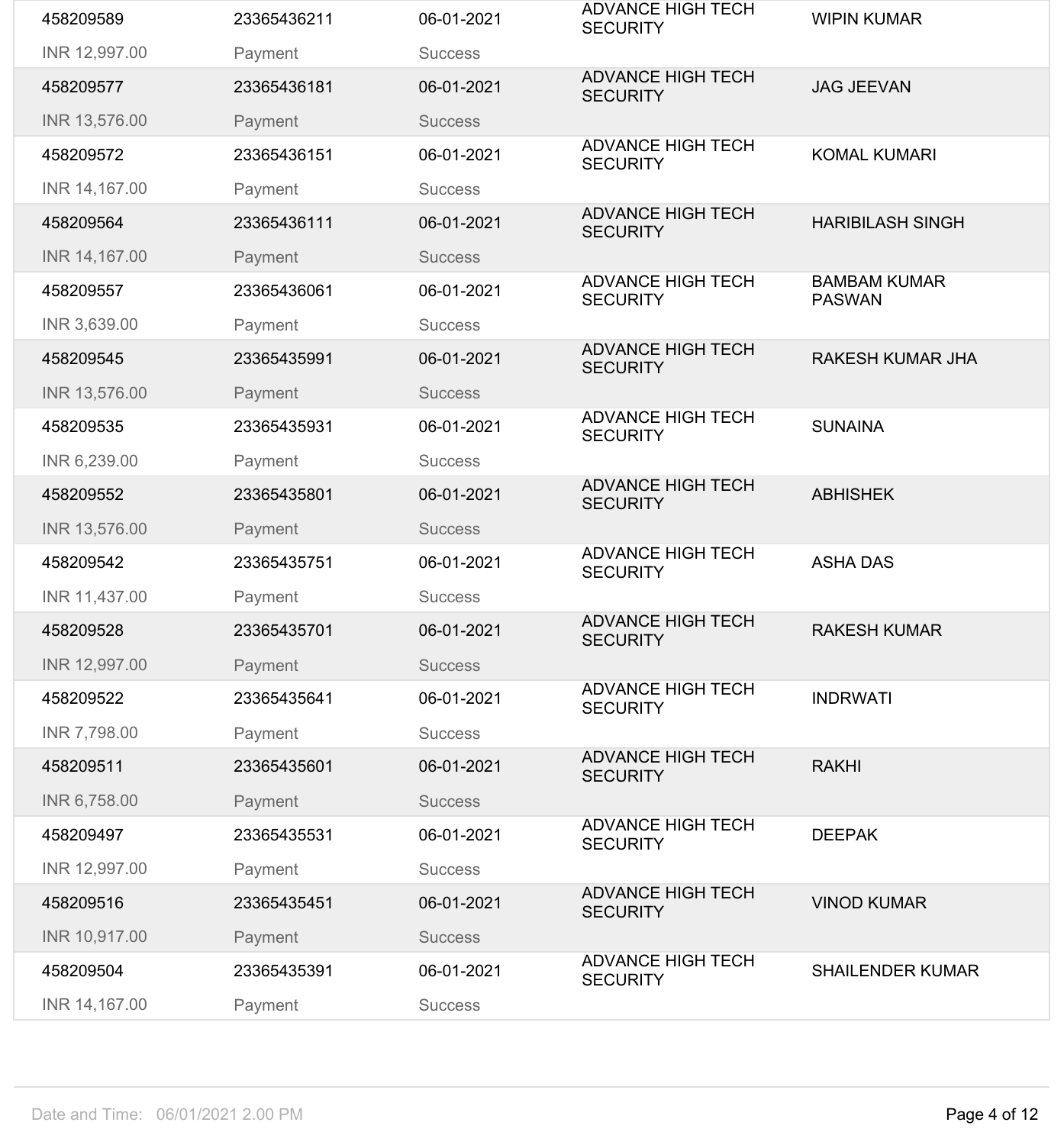| | | | | |
|---|---|---|---|---|
| 458209589<br>INR 12,997.00 | 23365436211<br>Payment | 06-01-2021<br>Success | ADVANCE HIGH TECH SECURITY | WIPIN KUMAR |
| 458209577<br>INR 13,576.00 | 23365436181<br>Payment | 06-01-2021<br>Success | ADVANCE HIGH TECH SECURITY | JAG JEEVAN |
| 458209572<br>INR 14,167.00 | 23365436151<br>Payment | 06-01-2021<br>Success | ADVANCE HIGH TECH SECURITY | KOMAL KUMARI |
| 458209564<br>INR 14,167.00 | 23365436111<br>Payment | 06-01-2021<br>Success | ADVANCE HIGH TECH SECURITY | HARIBILASH SINGH |
| 458209557<br>INR 3,639.00 | 23365436061<br>Payment | 06-01-2021<br>Success | ADVANCE HIGH TECH SECURITY | BAMBAM KUMAR PASWAN |
| 458209545<br>INR 13,576.00 | 23365435991<br>Payment | 06-01-2021<br>Success | ADVANCE HIGH TECH SECURITY | RAKESH KUMAR JHA |
| 458209535<br>INR 6,239.00 | 23365435931<br>Payment | 06-01-2021<br>Success | ADVANCE HIGH TECH SECURITY | SUNAINA |
| 458209552<br>INR 13,576.00 | 23365435801<br>Payment | 06-01-2021<br>Success | ADVANCE HIGH TECH SECURITY | ABHISHEK |
| 458209542<br>INR 11,437.00 | 23365435751<br>Payment | 06-01-2021<br>Success | ADVANCE HIGH TECH SECURITY | ASHA DAS |
| 458209528<br>INR 12,997.00 | 23365435701<br>Payment | 06-01-2021<br>Success | ADVANCE HIGH TECH SECURITY | RAKESH KUMAR |
| 458209522<br>INR 7,798.00 | 23365435641<br>Payment | 06-01-2021<br>Success | ADVANCE HIGH TECH SECURITY | INDRWATI |
| 458209511<br>INR 6,758.00 | 23365435601<br>Payment | 06-01-2021<br>Success | ADVANCE HIGH TECH SECURITY | RAKHI |
| 458209497<br>INR 12,997.00 | 23365435531<br>Payment | 06-01-2021<br>Success | ADVANCE HIGH TECH SECURITY | DEEPAK |
| 458209516<br>INR 10,917.00 | 23365435451<br>Payment | 06-01-2021<br>Success | ADVANCE HIGH TECH SECURITY | VINOD KUMAR |
| 458209504<br>INR 14,167.00 | 23365435391<br>Payment | 06-01-2021<br>Success | ADVANCE HIGH TECH SECURITY | SHAILENDER KUMAR |

Date and Time: 06/01/2021 2.00 PM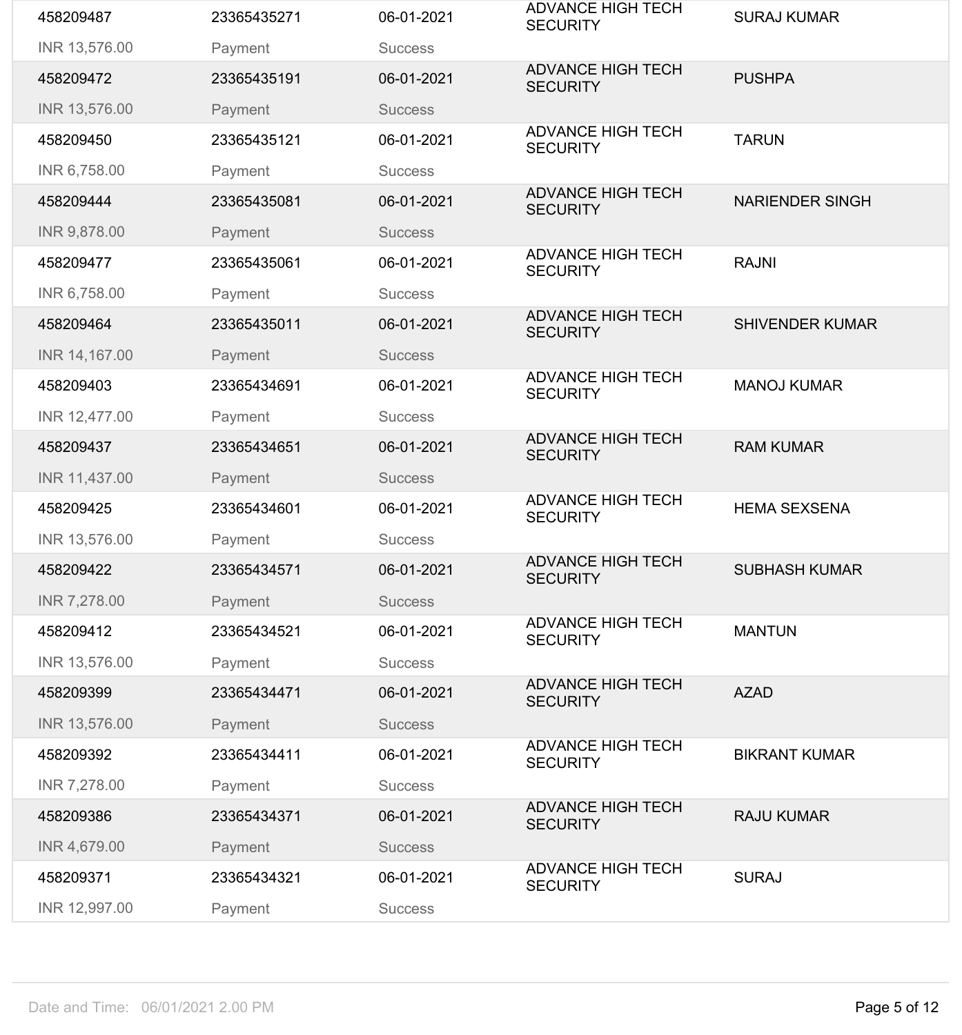| | | | | |
|---|---|---|---|---|
| 458209487 | 23365435271 | 06-01-2021 | ADVANCE HIGH TECH SECURITY | SURAJ KUMAR |
| INR 13,576.00 | Payment | Success | | |
| 458209472 | 23365435191 | 06-01-2021 | ADVANCE HIGH TECH SECURITY | PUSHPA |
| INR 13,576.00 | Payment | Success | | |
| 458209450 | 23365435121 | 06-01-2021 | ADVANCE HIGH TECH SECURITY | TARUN |
| INR 6,758.00 | Payment | Success | | |
| 458209444 | 23365435081 | 06-01-2021 | ADVANCE HIGH TECH SECURITY | NARIENDER SINGH |
| INR 9,878.00 | Payment | Success | | |
| 458209477 | 23365435061 | 06-01-2021 | ADVANCE HIGH TECH SECURITY | RAJNI |
| INR 6,758.00 | Payment | Success | | |
| 458209464 | 23365435011 | 06-01-2021 | ADVANCE HIGH TECH SECURITY | SHIVENDER KUMAR |
| INR 14,167.00 | Payment | Success | | |
| 458209403 | 23365434691 | 06-01-2021 | ADVANCE HIGH TECH SECURITY | MANOJ KUMAR |
| INR 12,477.00 | Payment | Success | | |
| 458209437 | 23365434651 | 06-01-2021 | ADVANCE HIGH TECH SECURITY | RAM KUMAR |
| INR 11,437.00 | Payment | Success | | |
| 458209425 | 23365434601 | 06-01-2021 | ADVANCE HIGH TECH SECURITY | HEMA SEXSENA |
| INR 13,576.00 | Payment | Success | | |
| 458209422 | 23365434571 | 06-01-2021 | ADVANCE HIGH TECH SECURITY | SUBHASH KUMAR |
| INR 7,278.00 | Payment | Success | | |
| 458209412 | 23365434521 | 06-01-2021 | ADVANCE HIGH TECH SECURITY | MANTUN |
| INR 13,576.00 | Payment | Success | | |
| 458209399 | 23365434471 | 06-01-2021 | ADVANCE HIGH TECH SECURITY | AZAD |
| INR 13,576.00 | Payment | Success | | |
| 458209392 | 23365434411 | 06-01-2021 | ADVANCE HIGH TECH SECURITY | BIKRANT KUMAR |
| INR 7,278.00 | Payment | Success | | |
| 458209386 | 23365434371 | 06-01-2021 | ADVANCE HIGH TECH SECURITY | RAJU KUMAR |
| INR 4,679.00 | Payment | Success | | |
| 458209371 | 23365434321 | 06-01-2021 | ADVANCE HIGH TECH SECURITY | SURAJ |
| INR 12,997.00 | Payment | Success | | |

Date and Time: 06/01/2021 2.00 PM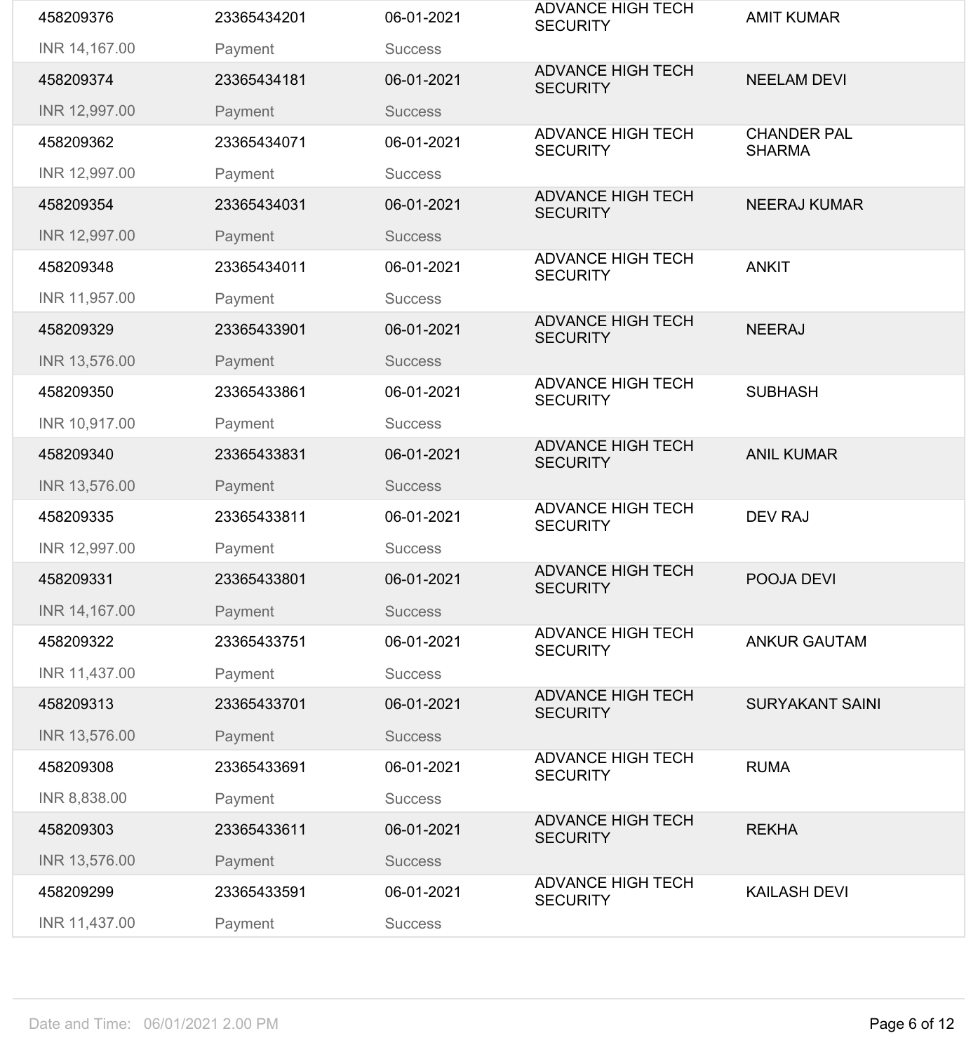| | | | | |
|---|---|---|---|---|
| 458209376 | 23365434201 | 06-01-2021 | ADVANCE HIGH TECH SECURITY | AMIT KUMAR |
| INR 14,167.00 | Payment | Success | | |
| 458209374 | 23365434181 | 06-01-2021 | ADVANCE HIGH TECH SECURITY | NEELAM DEVI |
| INR 12,997.00 | Payment | Success | | |
| 458209362 | 23365434071 | 06-01-2021 | ADVANCE HIGH TECH SECURITY | CHANDER PAL SHARMA |
| INR 12,997.00 | Payment | Success | | |
| 458209354 | 23365434031 | 06-01-2021 | ADVANCE HIGH TECH SECURITY | NEERAJ KUMAR |
| INR 12,997.00 | Payment | Success | | |
| 458209348 | 23365434011 | 06-01-2021 | ADVANCE HIGH TECH SECURITY | ANKIT |
| INR 11,957.00 | Payment | Success | | |
| 458209329 | 23365433901 | 06-01-2021 | ADVANCE HIGH TECH SECURITY | NEERAJ |
| INR 13,576.00 | Payment | Success | | |
| 458209350 | 23365433861 | 06-01-2021 | ADVANCE HIGH TECH SECURITY | SUBHASH |
| INR 10,917.00 | Payment | Success | | |
| 458209340 | 23365433831 | 06-01-2021 | ADVANCE HIGH TECH SECURITY | ANIL KUMAR |
| INR 13,576.00 | Payment | Success | | |
| 458209335 | 23365433811 | 06-01-2021 | ADVANCE HIGH TECH SECURITY | DEV RAJ |
| INR 12,997.00 | Payment | Success | | |
| 458209331 | 23365433801 | 06-01-2021 | ADVANCE HIGH TECH SECURITY | POOJA DEVI |
| INR 14,167.00 | Payment | Success | | |
| 458209322 | 23365433751 | 06-01-2021 | ADVANCE HIGH TECH SECURITY | ANKUR GAUTAM |
| INR 11,437.00 | Payment | Success | | |
| 458209313 | 23365433701 | 06-01-2021 | ADVANCE HIGH TECH SECURITY | SURYAKANT SAINI |
| INR 13,576.00 | Payment | Success | | |
| 458209308 | 23365433691 | 06-01-2021 | ADVANCE HIGH TECH SECURITY | RUMA |
| INR 8,838.00 | Payment | Success | | |
| 458209303 | 23365433611 | 06-01-2021 | ADVANCE HIGH TECH SECURITY | REKHA |
| INR 13,576.00 | Payment | Success | | |
| 458209299 | 23365433591 | 06-01-2021 | ADVANCE HIGH TECH SECURITY | KAILASH DEVI |
| INR 11,437.00 | Payment | Success | | |

Date and Time: 06/01/2021 2.00 PM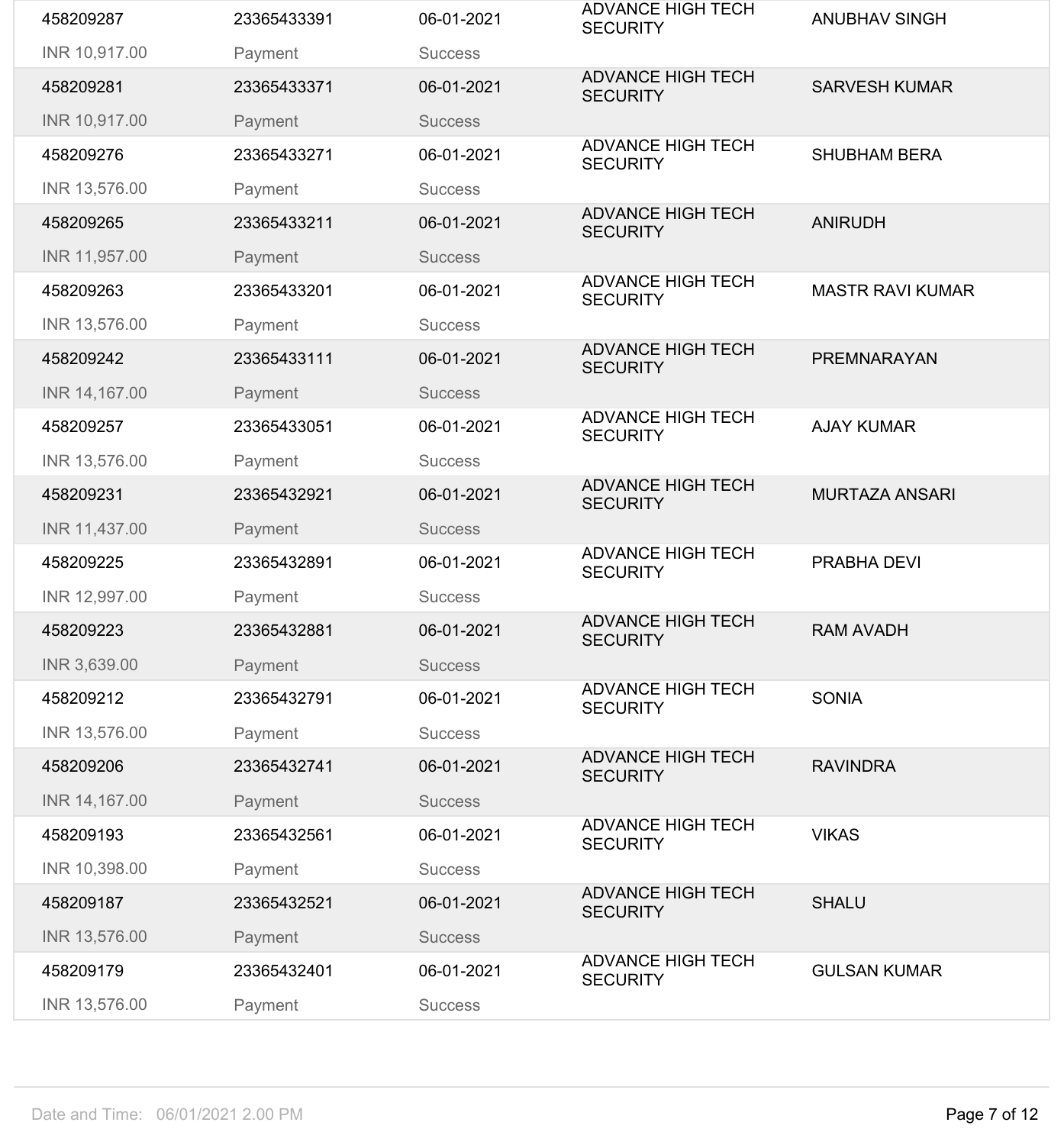| | | | | |
|---|---|---|---|---|
| 458209287 | 23365433391 | 06-01-2021 | ADVANCE HIGH TECH SECURITY | ANUBHAV SINGH |
| INR 10,917.00 | Payment | Success | | |
| 458209281 | 23365433371 | 06-01-2021 | ADVANCE HIGH TECH SECURITY | SARVESH KUMAR |
| INR 10,917.00 | Payment | Success | | |
| 458209276 | 23365433271 | 06-01-2021 | ADVANCE HIGH TECH SECURITY | SHUBHAM BERA |
| INR 13,576.00 | Payment | Success | | |
| 458209265 | 23365433211 | 06-01-2021 | ADVANCE HIGH TECH SECURITY | ANIRUDH |
| INR 11,957.00 | Payment | Success | | |
| 458209263 | 23365433201 | 06-01-2021 | ADVANCE HIGH TECH SECURITY | MASTR RAVI KUMAR |
| INR 13,576.00 | Payment | Success | | |
| 458209242 | 23365433111 | 06-01-2021 | ADVANCE HIGH TECH SECURITY | PREMNARAYAN |
| INR 14,167.00 | Payment | Success | | |
| 458209257 | 23365433051 | 06-01-2021 | ADVANCE HIGH TECH SECURITY | AJAY KUMAR |
| INR 13,576.00 | Payment | Success | | |
| 458209231 | 23365432921 | 06-01-2021 | ADVANCE HIGH TECH SECURITY | MURTAZA ANSARI |
| INR 11,437.00 | Payment | Success | | |
| 458209225 | 23365432891 | 06-01-2021 | ADVANCE HIGH TECH SECURITY | PRABHA DEVI |
| INR 12,997.00 | Payment | Success | | |
| 458209223 | 23365432881 | 06-01-2021 | ADVANCE HIGH TECH SECURITY | RAM AVADH |
| INR 3,639.00 | Payment | Success | | |
| 458209212 | 23365432791 | 06-01-2021 | ADVANCE HIGH TECH SECURITY | SONIA |
| INR 13,576.00 | Payment | Success | | |
| 458209206 | 23365432741 | 06-01-2021 | ADVANCE HIGH TECH SECURITY | RAVINDRA |
| INR 14,167.00 | Payment | Success | | |
| 458209193 | 23365432561 | 06-01-2021 | ADVANCE HIGH TECH SECURITY | VIKAS |
| INR 10,398.00 | Payment | Success | | |
| 458209187 | 23365432521 | 06-01-2021 | ADVANCE HIGH TECH SECURITY | SHALU |
| INR 13,576.00 | Payment | Success | | |
| 458209179 | 23365432401 | 06-01-2021 | ADVANCE HIGH TECH SECURITY | GULSAN KUMAR |
| INR 13,576.00 | Payment | Success | | |

Date and Time: 06/01/2021 2.00 PM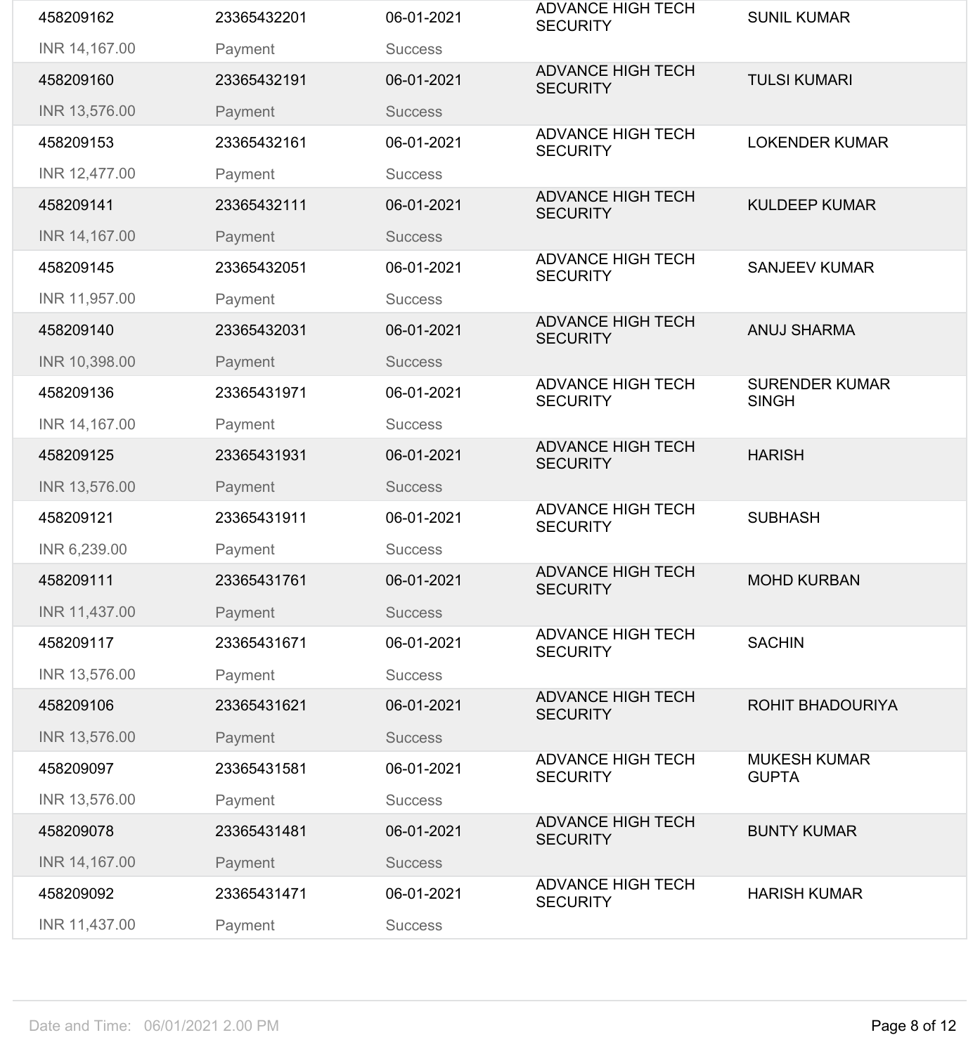| | | | | |
|---|---|---|---|---|
| 458209162 | 23365432201 | 06-01-2021 | ADVANCE HIGH TECH SECURITY | SUNIL KUMAR |
| INR 14,167.00 | Payment | Success | | |
| 458209160 | 23365432191 | 06-01-2021 | ADVANCE HIGH TECH SECURITY | TULSI KUMARI |
| INR 13,576.00 | Payment | Success | | |
| 458209153 | 23365432161 | 06-01-2021 | ADVANCE HIGH TECH SECURITY | LOKENDER KUMAR |
| INR 12,477.00 | Payment | Success | | |
| 458209141 | 23365432111 | 06-01-2021 | ADVANCE HIGH TECH SECURITY | KULDEEP KUMAR |
| INR 14,167.00 | Payment | Success | | |
| 458209145 | 23365432051 | 06-01-2021 | ADVANCE HIGH TECH SECURITY | SANJEEV KUMAR |
| INR 11,957.00 | Payment | Success | | |
| 458209140 | 23365432031 | 06-01-2021 | ADVANCE HIGH TECH SECURITY | ANUJ SHARMA |
| INR 10,398.00 | Payment | Success | | |
| 458209136 | 23365431971 | 06-01-2021 | ADVANCE HIGH TECH SECURITY | SURENDER KUMAR SINGH |
| INR 14,167.00 | Payment | Success | | |
| 458209125 | 23365431931 | 06-01-2021 | ADVANCE HIGH TECH SECURITY | HARISH |
| INR 13,576.00 | Payment | Success | | |
| 458209121 | 23365431911 | 06-01-2021 | ADVANCE HIGH TECH SECURITY | SUBHASH |
| INR 6,239.00 | Payment | Success | | |
| 458209111 | 23365431761 | 06-01-2021 | ADVANCE HIGH TECH SECURITY | MOHD KURBAN |
| INR 11,437.00 | Payment | Success | | |
| 458209117 | 23365431671 | 06-01-2021 | ADVANCE HIGH TECH SECURITY | SACHIN |
| INR 13,576.00 | Payment | Success | | |
| 458209106 | 23365431621 | 06-01-2021 | ADVANCE HIGH TECH SECURITY | ROHIT BHADOURIYA |
| INR 13,576.00 | Payment | Success | | |
| 458209097 | 23365431581 | 06-01-2021 | ADVANCE HIGH TECH SECURITY | MUKESH KUMAR GUPTA |
| INR 13,576.00 | Payment | Success | | |
| 458209078 | 23365431481 | 06-01-2021 | ADVANCE HIGH TECH SECURITY | BUNTY KUMAR |
| INR 14,167.00 | Payment | Success | | |
| 458209092 | 23365431471 | 06-01-2021 | ADVANCE HIGH TECH SECURITY | HARISH KUMAR |
| INR 11,437.00 | Payment | Success | | |

Date and Time: 06/01/2021 2.00 PM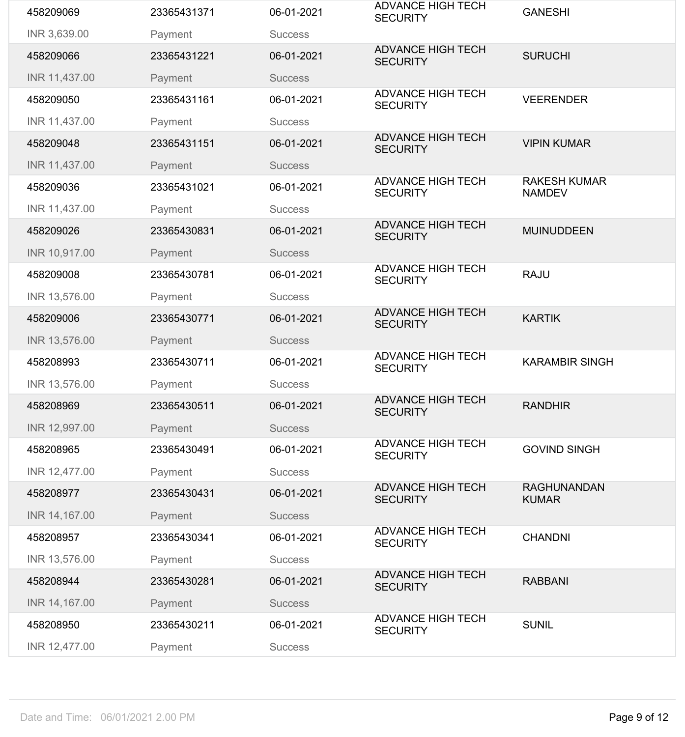| | | | | |
|---|---|---|---|---|
| 458209069 | 23365431371 | 06-01-2021 | ADVANCE HIGH TECH SECURITY | GANESHI |
| INR 3,639.00 | Payment | Success | | |
| 458209066 | 23365431221 | 06-01-2021 | ADVANCE HIGH TECH SECURITY | SURUCHI |
| INR 11,437.00 | Payment | Success | | |
| 458209050 | 23365431161 | 06-01-2021 | ADVANCE HIGH TECH SECURITY | VEERENDER |
| INR 11,437.00 | Payment | Success | | |
| 458209048 | 23365431151 | 06-01-2021 | ADVANCE HIGH TECH SECURITY | VIPIN KUMAR |
| INR 11,437.00 | Payment | Success | | |
| 458209036 | 23365431021 | 06-01-2021 | ADVANCE HIGH TECH SECURITY | RAKESH KUMAR NAMDEV |
| INR 11,437.00 | Payment | Success | | |
| 458209026 | 23365430831 | 06-01-2021 | ADVANCE HIGH TECH SECURITY | MUINUDDEEN |
| INR 10,917.00 | Payment | Success | | |
| 458209008 | 23365430781 | 06-01-2021 | ADVANCE HIGH TECH SECURITY | RAJU |
| INR 13,576.00 | Payment | Success | | |
| 458209006 | 23365430771 | 06-01-2021 | ADVANCE HIGH TECH SECURITY | KARTIK |
| INR 13,576.00 | Payment | Success | | |
| 458208993 | 23365430711 | 06-01-2021 | ADVANCE HIGH TECH SECURITY | KARAMBIR SINGH |
| INR 13,576.00 | Payment | Success | | |
| 458208969 | 23365430511 | 06-01-2021 | ADVANCE HIGH TECH SECURITY | RANDHIR |
| INR 12,997.00 | Payment | Success | | |
| 458208965 | 23365430491 | 06-01-2021 | ADVANCE HIGH TECH SECURITY | GOVIND SINGH |
| INR 12,477.00 | Payment | Success | | |
| 458208977 | 23365430431 | 06-01-2021 | ADVANCE HIGH TECH SECURITY | RAGHUNANDAN KUMAR |
| INR 14,167.00 | Payment | Success | | |
| 458208957 | 23365430341 | 06-01-2021 | ADVANCE HIGH TECH SECURITY | CHANDNI |
| INR 13,576.00 | Payment | Success | | |
| 458208944 | 23365430281 | 06-01-2021 | ADVANCE HIGH TECH SECURITY | RABBANI |
| INR 14,167.00 | Payment | Success | | |
| 458208950 | 23365430211 | 06-01-2021 | ADVANCE HIGH TECH SECURITY | SUNIL |
| INR 12,477.00 | Payment | Success | | |

Date and Time: 06/01/2021 2.00 PM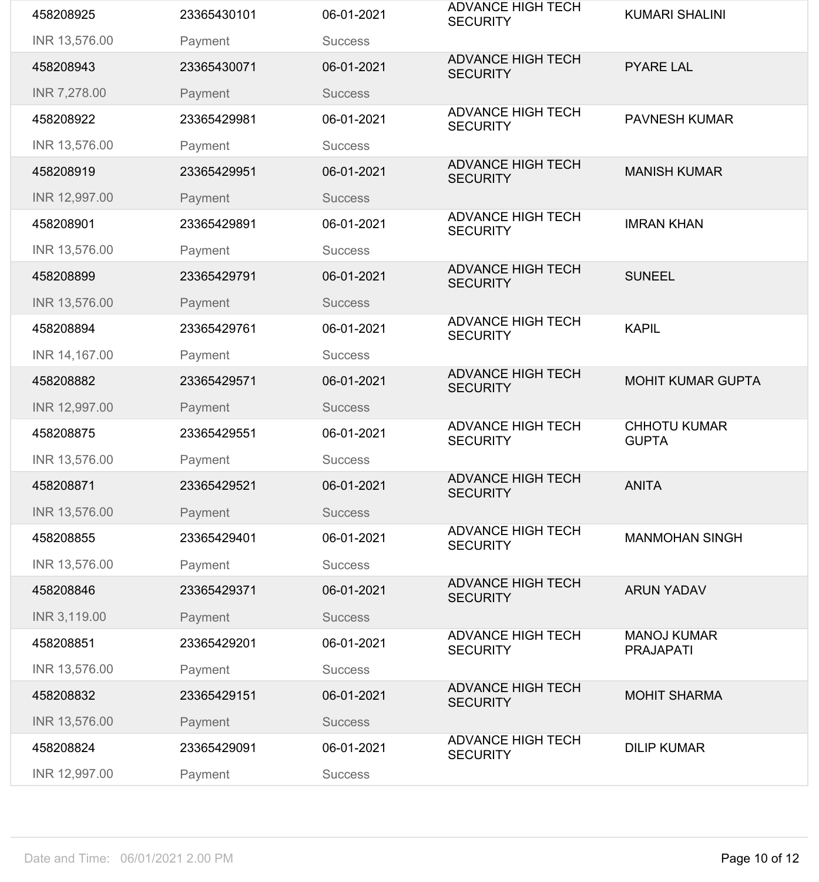| | | | | |
|---|---|---|---|---|
| 458208925<br>INR 13,576.00 | 23365430101<br>Payment | 06-01-2021<br>Success | ADVANCE HIGH TECH SECURITY | KUMARI SHALINI |
| 458208943<br>INR 7,278.00 | 23365430071<br>Payment | 06-01-2021<br>Success | ADVANCE HIGH TECH SECURITY | PYARE LAL |
| 458208922<br>INR 13,576.00 | 23365429981<br>Payment | 06-01-2021<br>Success | ADVANCE HIGH TECH SECURITY | PAVNESH KUMAR |
| 458208919<br>INR 12,997.00 | 23365429951<br>Payment | 06-01-2021<br>Success | ADVANCE HIGH TECH SECURITY | MANISH KUMAR |
| 458208901<br>INR 13,576.00 | 23365429891<br>Payment | 06-01-2021<br>Success | ADVANCE HIGH TECH SECURITY | IMRAN KHAN |
| 458208899<br>INR 13,576.00 | 23365429791<br>Payment | 06-01-2021<br>Success | ADVANCE HIGH TECH SECURITY | SUNEEL |
| 458208894<br>INR 14,167.00 | 23365429761<br>Payment | 06-01-2021<br>Success | ADVANCE HIGH TECH SECURITY | KAPIL |
| 458208882<br>INR 12,997.00 | 23365429571<br>Payment | 06-01-2021<br>Success | ADVANCE HIGH TECH SECURITY | MOHIT KUMAR GUPTA |
| 458208875<br>INR 13,576.00 | 23365429551<br>Payment | 06-01-2021<br>Success | ADVANCE HIGH TECH SECURITY | CHHOTU KUMAR GUPTA |
| 458208871<br>INR 13,576.00 | 23365429521<br>Payment | 06-01-2021<br>Success | ADVANCE HIGH TECH SECURITY | ANITA |
| 458208855<br>INR 13,576.00 | 23365429401<br>Payment | 06-01-2021<br>Success | ADVANCE HIGH TECH SECURITY | MANMOHAN SINGH |
| 458208846<br>INR 3,119.00 | 23365429371<br>Payment | 06-01-2021<br>Success | ADVANCE HIGH TECH SECURITY | ARUN YADAV |
| 458208851<br>INR 13,576.00 | 23365429201<br>Payment | 06-01-2021<br>Success | ADVANCE HIGH TECH SECURITY | MANOJ KUMAR PRAJAPATI |
| 458208832<br>INR 13,576.00 | 23365429151<br>Payment | 06-01-2021<br>Success | ADVANCE HIGH TECH SECURITY | MOHIT SHARMA |
| 458208824<br>INR 12,997.00 | 23365429091<br>Payment | 06-01-2021<br>Success | ADVANCE HIGH TECH SECURITY | DILIP KUMAR |

Date and Time: 06/01/2021 2.00 PM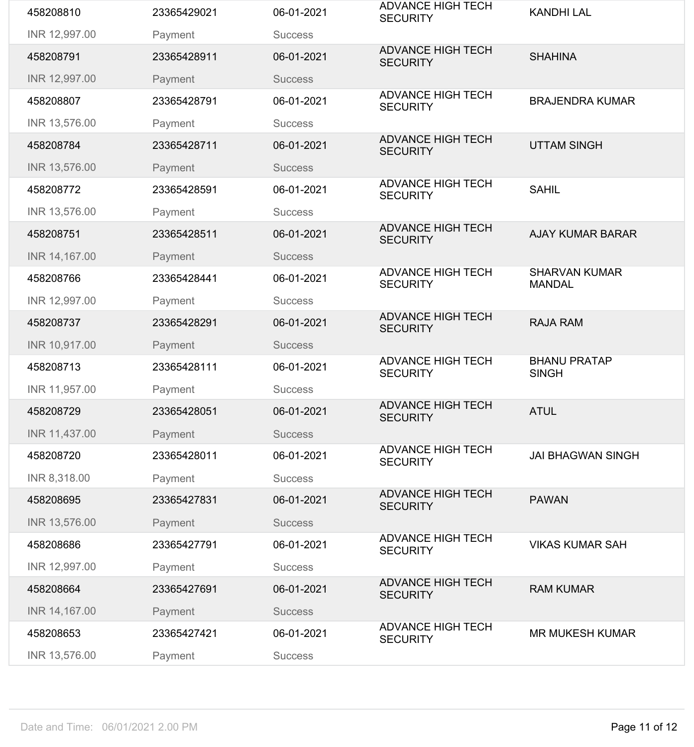| | | | | |
|---|---|---|---|---|
| 458208810 | 23365429021 | 06-01-2021 | ADVANCE HIGH TECH SECURITY | KANDHI LAL |
| INR 12,997.00 | Payment | Success | | |
| 458208791 | 23365428911 | 06-01-2021 | ADVANCE HIGH TECH SECURITY | SHAHINA |
| INR 12,997.00 | Payment | Success | | |
| 458208807 | 23365428791 | 06-01-2021 | ADVANCE HIGH TECH SECURITY | BRAJENDRA KUMAR |
| INR 13,576.00 | Payment | Success | | |
| 458208784 | 23365428711 | 06-01-2021 | ADVANCE HIGH TECH SECURITY | UTTAM SINGH |
| INR 13,576.00 | Payment | Success | | |
| 458208772 | 23365428591 | 06-01-2021 | ADVANCE HIGH TECH SECURITY | SAHIL |
| INR 13,576.00 | Payment | Success | | |
| 458208751 | 23365428511 | 06-01-2021 | ADVANCE HIGH TECH SECURITY | AJAY KUMAR BARAR |
| INR 14,167.00 | Payment | Success | | |
| 458208766 | 23365428441 | 06-01-2021 | ADVANCE HIGH TECH SECURITY | SHARVAN KUMAR MANDAL |
| INR 12,997.00 | Payment | Success | | |
| 458208737 | 23365428291 | 06-01-2021 | ADVANCE HIGH TECH SECURITY | RAJA RAM |
| INR 10,917.00 | Payment | Success | | |
| 458208713 | 23365428111 | 06-01-2021 | ADVANCE HIGH TECH SECURITY | BHANU PRATAP SINGH |
| INR 11,957.00 | Payment | Success | | |
| 458208729 | 23365428051 | 06-01-2021 | ADVANCE HIGH TECH SECURITY | ATUL |
| INR 11,437.00 | Payment | Success | | |
| 458208720 | 23365428011 | 06-01-2021 | ADVANCE HIGH TECH SECURITY | JAI BHAGWAN SINGH |
| INR 8,318.00 | Payment | Success | | |
| 458208695 | 23365427831 | 06-01-2021 | ADVANCE HIGH TECH SECURITY | PAWAN |
| INR 13,576.00 | Payment | Success | | |
| 458208686 | 23365427791 | 06-01-2021 | ADVANCE HIGH TECH SECURITY | VIKAS KUMAR SAH |
| INR 12,997.00 | Payment | Success | | |
| 458208664 | 23365427691 | 06-01-2021 | ADVANCE HIGH TECH SECURITY | RAM KUMAR |
| INR 14,167.00 | Payment | Success | | |
| 458208653 | 23365427421 | 06-01-2021 | ADVANCE HIGH TECH SECURITY | MR MUKESH KUMAR |
| INR 13,576.00 | Payment | Success | | |

Date and Time: 06/01/2021 2.00 PM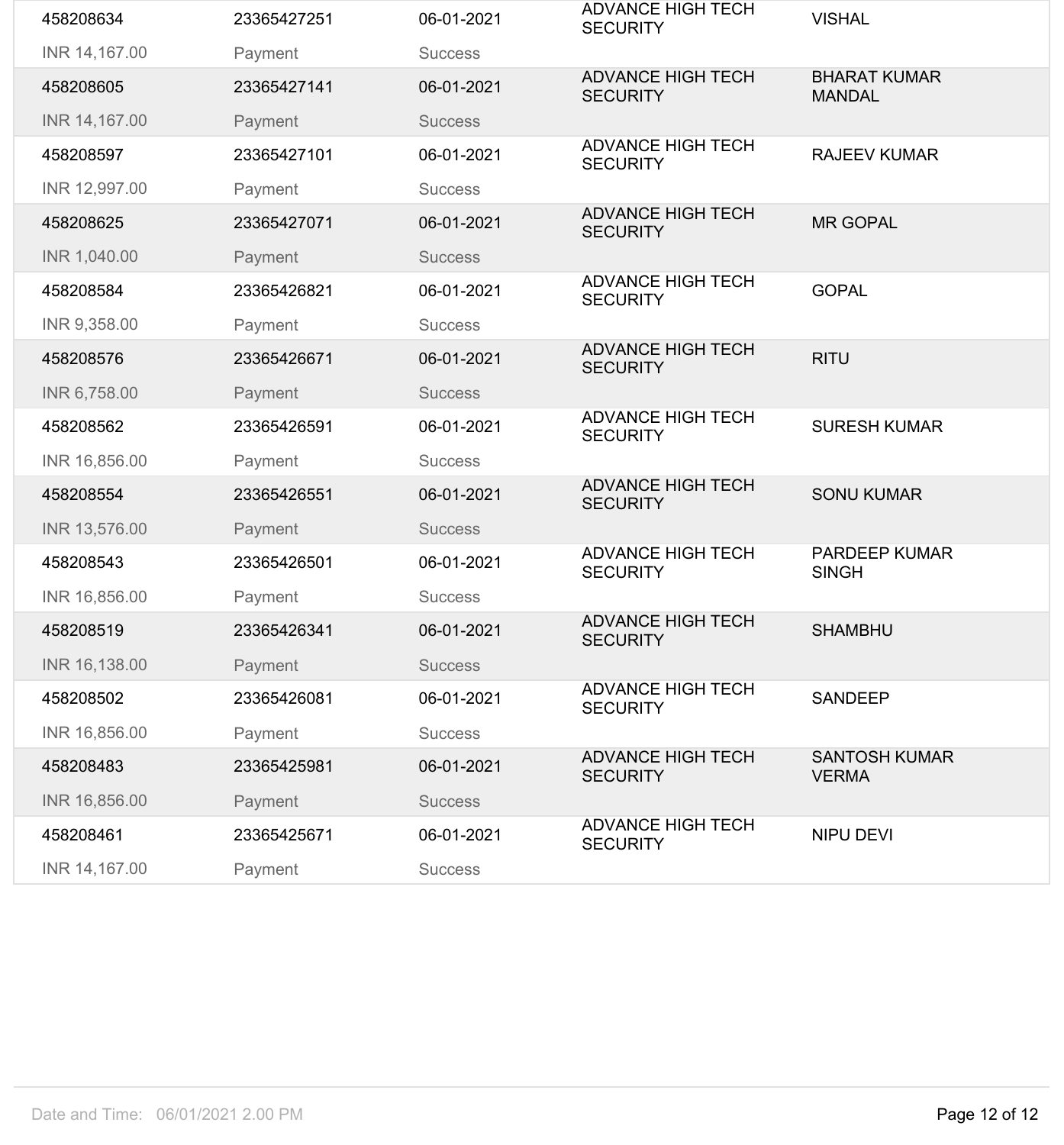| | | | | |
|---|---|---|---|---|
| 458208634 | 23365427251 | 06-01-2021 | ADVANCE HIGH TECH SECURITY | VISHAL |
| INR 14,167.00 | Payment | Success | | |
| 458208605 | 23365427141 | 06-01-2021 | ADVANCE HIGH TECH SECURITY | BHARAT KUMAR MANDAL |
| INR 14,167.00 | Payment | Success | | |
| 458208597 | 23365427101 | 06-01-2021 | ADVANCE HIGH TECH SECURITY | RAJEEV KUMAR |
| INR 12,997.00 | Payment | Success | | |
| 458208625 | 23365427071 | 06-01-2021 | ADVANCE HIGH TECH SECURITY | MR GOPAL |
| INR 1,040.00 | Payment | Success | | |
| 458208584 | 23365426821 | 06-01-2021 | ADVANCE HIGH TECH SECURITY | GOPAL |
| INR 9,358.00 | Payment | Success | | |
| 458208576 | 23365426671 | 06-01-2021 | ADVANCE HIGH TECH SECURITY | RITU |
| INR 6,758.00 | Payment | Success | | |
| 458208562 | 23365426591 | 06-01-2021 | ADVANCE HIGH TECH SECURITY | SURESH KUMAR |
| INR 16,856.00 | Payment | Success | | |
| 458208554 | 23365426551 | 06-01-2021 | ADVANCE HIGH TECH SECURITY | SONU KUMAR |
| INR 13,576.00 | Payment | Success | | |
| 458208543 | 23365426501 | 06-01-2021 | ADVANCE HIGH TECH SECURITY | PARDEEP KUMAR SINGH |
| INR 16,856.00 | Payment | Success | | |
| 458208519 | 23365426341 | 06-01-2021 | ADVANCE HIGH TECH SECURITY | SHAMBHU |
| INR 16,138.00 | Payment | Success | | |
| 458208502 | 23365426081 | 06-01-2021 | ADVANCE HIGH TECH SECURITY | SANDEEP |
| INR 16,856.00 | Payment | Success | | |
| 458208483 | 23365425981 | 06-01-2021 | ADVANCE HIGH TECH SECURITY | SANTOSH KUMAR VERMA |
| INR 16,856.00 | Payment | Success | | |
| 458208461 | 23365425671 | 06-01-2021 | ADVANCE HIGH TECH SECURITY | NIPU DEVI |
| INR 14,167.00 | Payment | Success | | |

Date and Time: 06/01/2021 2.00 PM